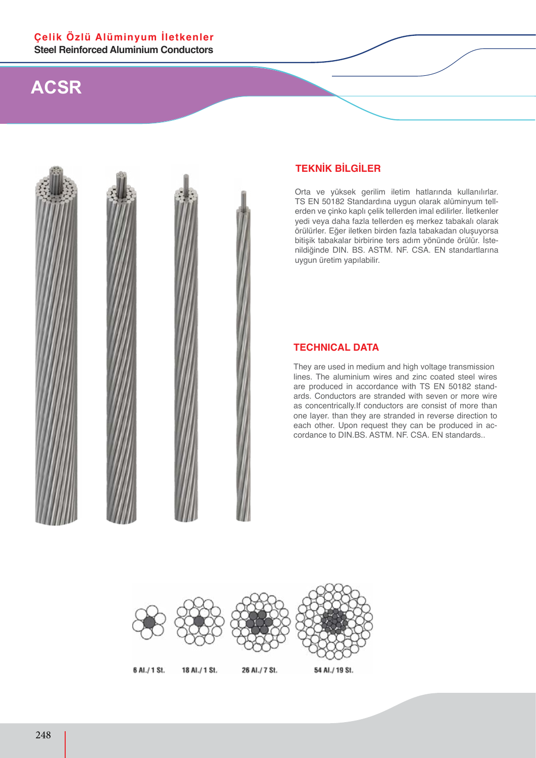# Çelik Özlü Alüminyum İletkenler

**Steel Reinforced Aluminium Conductors**

# ACSR

## TEKNİK BİLGİLER

Orta ve yüksek gerilim iletim hatlarında kullanılırlar. TS EN 50182 Standardına uygun olarak alüminyum tellerden ve çinko kaplı çelik tellerden imal edilirler. İletkenler yedi veya daha fazla tellerden eş merkez tabakalı olarak örülürler. Eğer iletken birden fazla tabakadan oluşuyorsa bitişik tabakalar birbirine ters adım yönünde örülür. İstenildiğinde DIN. BS. ASTM. NF. CSA. EN standartlarına uygun üretim yapılabilir.

## TECHNICAL DATA

They are used in medium and high voltage transmission lines. The aluminium wires and zinc coated steel wires are produced in accordance with TS EN 50182 standards. Conductors are stranded with seven or more wire as concentrically.If conductors are consist of more than one layer. than they are stranded in reverse direction to each other. Upon request they can be produced in accordance to DIN.BS. ASTM. NF. CSA. EN standards..

6 Al./1 St. 18 Al./1 St. 26 Al./7 St. 54 Al./19 St.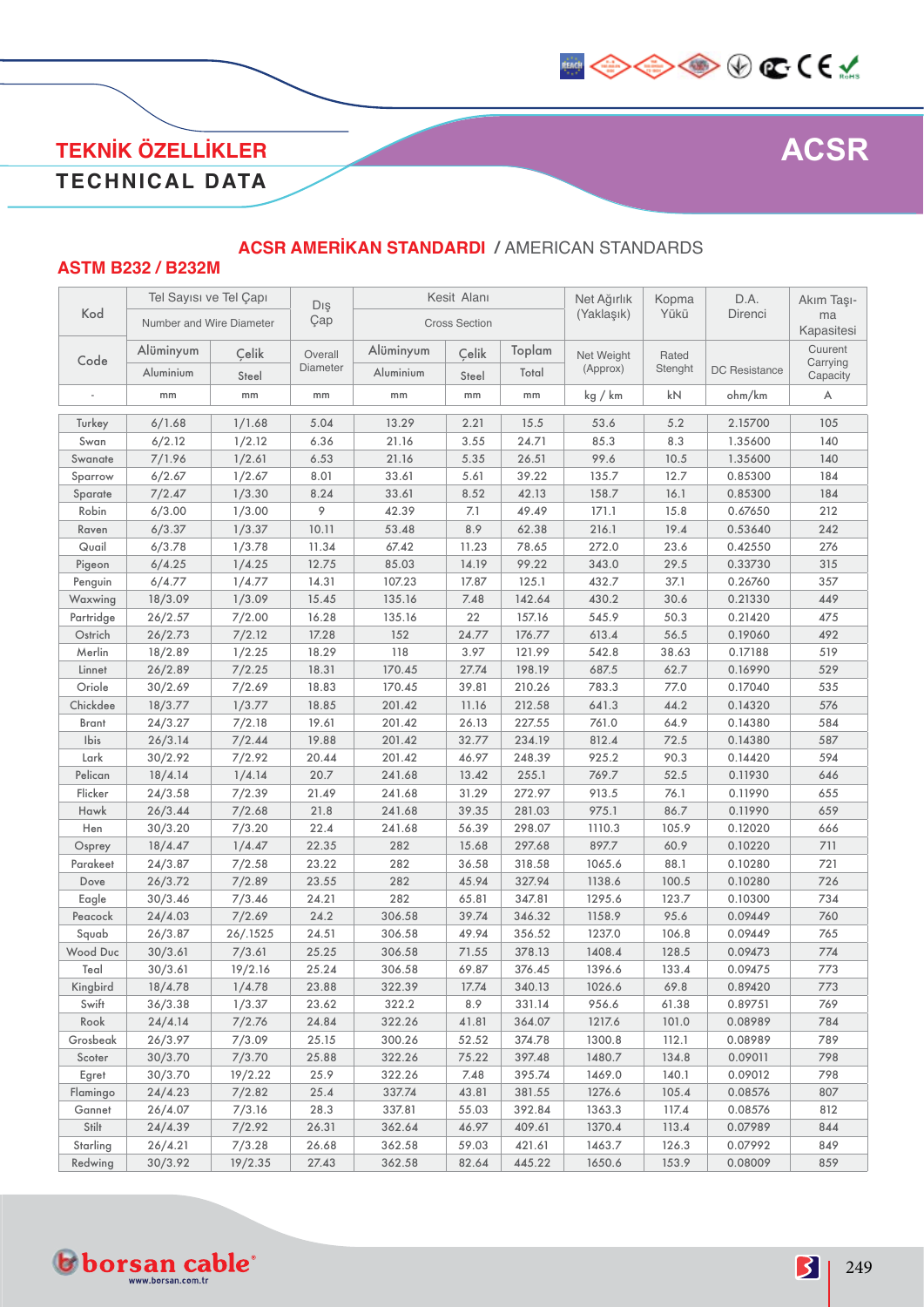# TEKNİK ÖZELLİKLER

# TECHNICAL DATA

# ACSR

## ACSR AMERİKAN STANDARDI / AMERICAN STANDARDS

### ASTM B232 / B232M

| Kod | Tel Sayısı ve Tel Çapı | | Dış Çap | Kesit Alanı | | | Net Ağırlık (Yaklaşık) | Kopma Yükü | D.A. Direnci | Akım Taşıma Kapasitesi |
|---|---|---|---|---|---|---|---|---|---|---|
| | Number and Wire Diameter | | | Cross Section | | | | | | |
| Code | Alüminyum | Çelik | Overall Diameter | Alüminyum | Çelik | Toplam | Net Weight (Approx) | Rated Stenght | DC Resistance | Cuurent Carrying Capacity |
| | Aluminium | Steel | | Aluminium | Steel | Total | | | | |
| - | mm | mm | mm | mm | mm | mm | kg / km | kN | ohm/km | A |
| Turkey | 6/1.68 | 1/1.68 | 5.04 | 13.29 | 2.21 | 15.5 | 53.6 | 5.2 | 2.15700 | 105 |
| Swan | 6/2.12 | 1/2.12 | 6.36 | 21.16 | 3.55 | 24.71 | 85.3 | 8.3 | 1.35600 | 140 |
| Swanate | 7/1.96 | 1/2.61 | 6.53 | 21.16 | 5.35 | 26.51 | 99.6 | 10.5 | 1.35600 | 140 |
| Sparrow | 6/2.67 | 1/2.67 | 8.01 | 33.61 | 5.61 | 39.22 | 135.7 | 12.7 | 0.85300 | 184 |
| Sparate | 7/2.47 | 1/3.30 | 8.24 | 33.61 | 8.52 | 42.13 | 158.7 | 16.1 | 0.85300 | 184 |
| Robin | 6/3.00 | 1/3.00 | 9 | 42.39 | 7.1 | 49.49 | 171.1 | 15.8 | 0.67650 | 212 |
| Raven | 6/3.37 | 1/3.37 | 10.11 | 53.48 | 8.9 | 62.38 | 216.1 | 19.4 | 0.53640 | 242 |
| Quail | 6/3.78 | 1/3.78 | 11.34 | 67.42 | 11.23 | 78.65 | 272.0 | 23.6 | 0.42550 | 276 |
| Pigeon | 6/4.25 | 1/4.25 | 12.75 | 85.03 | 14.19 | 99.22 | 343.0 | 29.5 | 0.33730 | 315 |
| Penguin | 6/4.77 | 1/4.77 | 14.31 | 107.23 | 17.87 | 125.1 | 432.7 | 37.1 | 0.26760 | 357 |
| Waxwing | 18/3.09 | 1/3.09 | 15.45 | 135.16 | 7.48 | 142.64 | 430.2 | 30.6 | 0.21330 | 449 |
| Partridge | 26/2.57 | 7/2.00 | 16.28 | 135.16 | 22 | 157.16 | 545.9 | 50.3 | 0.21420 | 475 |
| Ostrich | 26/2.73 | 7/2.12 | 17.28 | 152 | 24.77 | 176.77 | 613.4 | 56.5 | 0.19060 | 492 |
| Merlin | 18/2.89 | 1/2.25 | 18.29 | 118 | 3.97 | 121.99 | 542.8 | 38.63 | 0.17188 | 519 |
| Linnet | 26/2.89 | 7/2.25 | 18.31 | 170.45 | 27.74 | 198.19 | 687.5 | 62.7 | 0.16990 | 529 |
| Oriole | 30/2.69 | 7/2.69 | 18.83 | 170.45 | 39.81 | 210.26 | 783.3 | 77.0 | 0.17040 | 535 |
| Chickdee | 18/3.77 | 1/3.77 | 18.85 | 201.42 | 11.16 | 212.58 | 641.3 | 44.2 | 0.14320 | 576 |
| Brant | 24/3.27 | 7/2.18 | 19.61 | 201.42 | 26.13 | 227.55 | 761.0 | 64.9 | 0.14380 | 584 |
| Ibis | 26/3.14 | 7/2.44 | 19.88 | 201.42 | 32.77 | 234.19 | 812.4 | 72.5 | 0.14380 | 587 |
| Lark | 30/2.92 | 7/2.92 | 20.44 | 201.42 | 46.97 | 248.39 | 925.2 | 90.3 | 0.14420 | 594 |
| Pelican | 18/4.14 | 1/4.14 | 20.7 | 241.68 | 13.42 | 255.1 | 769.7 | 52.5 | 0.11930 | 646 |
| Flicker | 24/3.58 | 7/2.39 | 21.49 | 241.68 | 31.29 | 272.97 | 913.5 | 76.1 | 0.11990 | 655 |
| Hawk | 26/3.44 | 7/2.68 | 21.8 | 241.68 | 39.35 | 281.03 | 975.1 | 86.7 | 0.11990 | 659 |
| Hen | 30/3.20 | 7/3.20 | 22.4 | 241.68 | 56.39 | 298.07 | 1110.3 | 105.9 | 0.12020 | 666 |
| Osprey | 18/4.47 | 1/4.47 | 22.35 | 282 | 15.68 | 297.68 | 897.7 | 60.9 | 0.10220 | 711 |
| Parakeet | 24/3.87 | 7/2.58 | 23.22 | 282 | 36.58 | 318.58 | 1065.6 | 88.1 | 0.10280 | 721 |
| Dove | 26/3.72 | 7/2.89 | 23.55 | 282 | 45.94 | 327.94 | 1138.6 | 100.5 | 0.10280 | 726 |
| Eagle | 30/3.46 | 7/3.46 | 24.21 | 282 | 65.81 | 347.81 | 1295.6 | 123.7 | 0.10300 | 734 |
| Peacock | 24/4.03 | 7/2.69 | 24.2 | 306.58 | 39.74 | 346.32 | 1158.9 | 95.6 | 0.09449 | 760 |
| Squab | 26/3.87 | 26/.1525 | 24.51 | 306.58 | 49.94 | 356.52 | 1237.0 | 106.8 | 0.09449 | 765 |
| Wood Duc | 30/3.61 | 7/3.61 | 25.25 | 306.58 | 71.55 | 378.13 | 1408.4 | 128.5 | 0.09473 | 774 |
| Teal | 30/3.61 | 19/2.16 | 25.24 | 306.58 | 69.87 | 376.45 | 1396.6 | 133.4 | 0.09475 | 773 |
| Kingbird | 18/4.78 | 1/4.78 | 23.88 | 322.39 | 17.74 | 340.13 | 1026.6 | 69.8 | 0.89420 | 773 |
| Swift | 36/3.38 | 1/3.37 | 23.62 | 322.2 | 8.9 | 331.14 | 956.6 | 61.38 | 0.89751 | 769 |
| Rook | 24/4.14 | 7/2.76 | 24.84 | 322.26 | 41.81 | 364.07 | 1217.6 | 101.0 | 0.08989 | 784 |
| Grosbeak | 26/3.97 | 7/3.09 | 25.15 | 300.26 | 52.52 | 374.78 | 1300.8 | 112.1 | 0.08989 | 789 |
| Scoter | 30/3.70 | 7/3.70 | 25.88 | 322.26 | 75.22 | 397.48 | 1480.7 | 134.8 | 0.09011 | 798 |
| Egret | 30/3.70 | 19/2.22 | 25.9 | 322.26 | 7.48 | 395.74 | 1469.0 | 140.1 | 0.09012 | 798 |
| Flamingo | 24/4.23 | 7/2.82 | 25.4 | 337.74 | 43.81 | 381.55 | 1276.6 | 105.4 | 0.08576 | 807 |
| Gannet | 26/4.07 | 7/3.16 | 28.3 | 337.81 | 55.03 | 392.84 | 1363.3 | 117.4 | 0.08576 | 812 |
| Stilt | 24/4.39 | 7/2.92 | 26.31 | 362.64 | 46.97 | 409.61 | 1370.4 | 113.4 | 0.07989 | 844 |
| Starling | 26/4.21 | 7/3.28 | 26.68 | 362.58 | 59.03 | 421.61 | 1463.7 | 126.3 | 0.07992 | 849 |
| Redwing | 30/3.92 | 19/2.35 | 27.43 | 362.58 | 82.64 | 445.22 | 1650.6 | 153.9 | 0.08009 | 859 |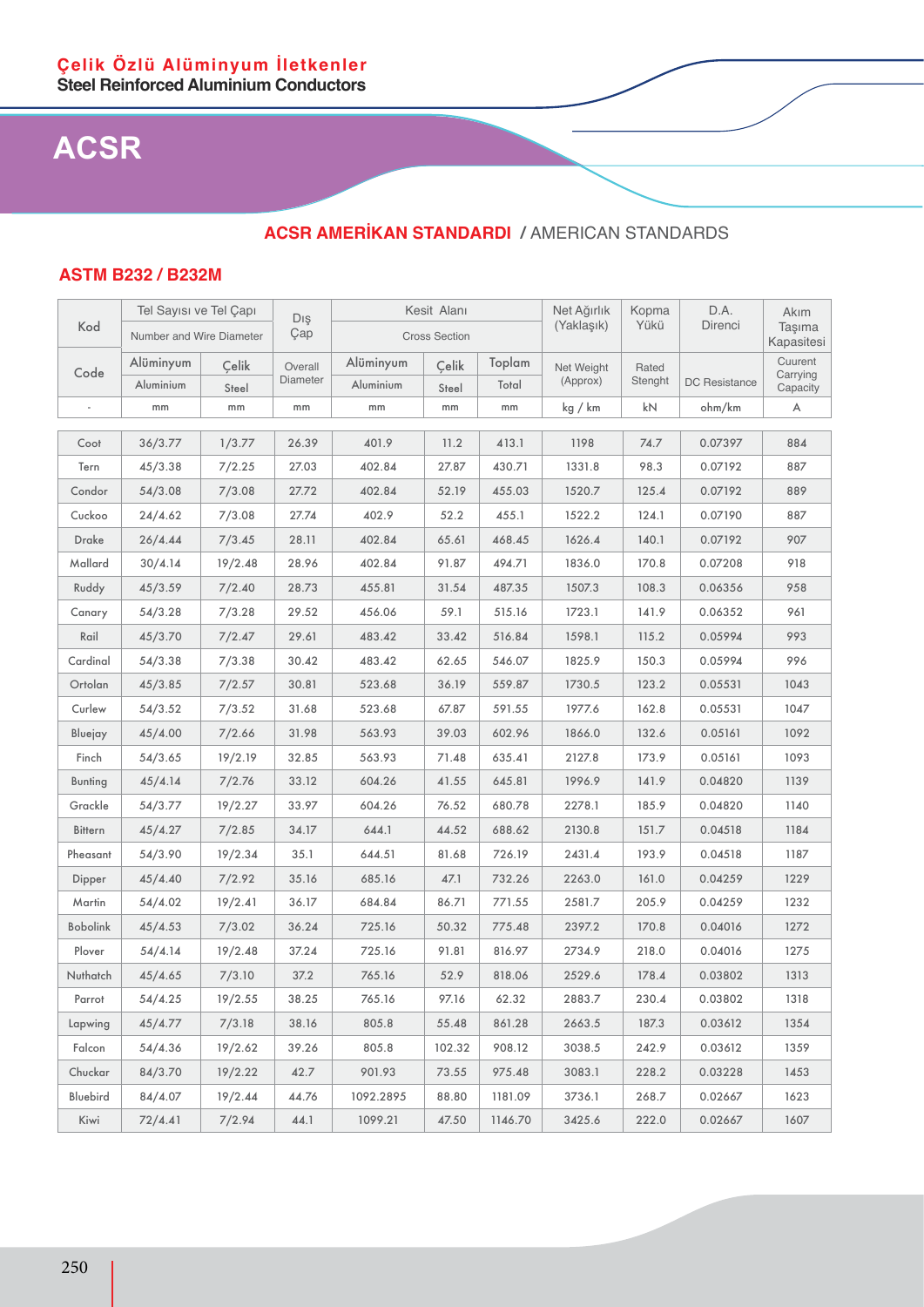## Çelik Özlü Alüminyum İletkenler
**Steel Reinforced Aluminium Conductors**

# ACSR

## ACSR AMERİKAN STANDARDI / AMERICAN STANDARDS

### ASTM B232 / B232M

| Kod | Tel Sayısı ve Tel Çapı | | Dış Çap | Kesit Alanı | | | Net Ağırlık (Yaklaşık) | Kopma Yükü | D.A. Direnci | Akım Taşıma Kapasitesi |
|---|---|---|---|---|---|---|---|---|---|---|
| | Number and Wire Diameter | | | Cross Section | | | | | | |
| Code | Alüminyum | Çelik | Overall Diameter | Alüminyum | Çelik | Toplam | Net Weight (Approx) | Rated Stenght | DC Resistance | Cuurent Carrying Capacity |
| | Aluminium | Steel | | Aluminium | Steel | Total | | | | |
| - | mm | mm | mm | mm | mm | mm | kg / km | kN | ohm/km | A |
| Coot | 36/3.77 | 1/3.77 | 26.39 | 401.9 | 11.2 | 413.1 | 1198 | 74.7 | 0.07397 | 884 |
| Tern | 45/3.38 | 7/2.25 | 27.03 | 402.84 | 27.87 | 430.71 | 1331.8 | 98.3 | 0.07192 | 887 |
| Condor | 54/3.08 | 7/3.08 | 27.72 | 402.84 | 52.19 | 455.03 | 1520.7 | 125.4 | 0.07192 | 889 |
| Cuckoo | 24/4.62 | 7/3.08 | 27.74 | 402.9 | 52.2 | 455.1 | 1522.2 | 124.1 | 0.07190 | 887 |
| Drake | 26/4.44 | 7/3.45 | 28.11 | 402.84 | 65.61 | 468.45 | 1626.4 | 140.1 | 0.07192 | 907 |
| Mallard | 30/4.14 | 19/2.48 | 28.96 | 402.84 | 91.87 | 494.71 | 1836.0 | 170.8 | 0.07208 | 918 |
| Ruddy | 45/3.59 | 7/2.40 | 28.73 | 455.81 | 31.54 | 487.35 | 1507.3 | 108.3 | 0.06356 | 958 |
| Canary | 54/3.28 | 7/3.28 | 29.52 | 456.06 | 59.1 | 515.16 | 1723.1 | 141.9 | 0.06352 | 961 |
| Rail | 45/3.70 | 7/2.47 | 29.61 | 483.42 | 33.42 | 516.84 | 1598.1 | 115.2 | 0.05994 | 993 |
| Cardinal | 54/3.38 | 7/3.38 | 30.42 | 483.42 | 62.65 | 546.07 | 1825.9 | 150.3 | 0.05994 | 996 |
| Ortolan | 45/3.85 | 7/2.57 | 30.81 | 523.68 | 36.19 | 559.87 | 1730.5 | 123.2 | 0.05531 | 1043 |
| Curlew | 54/3.52 | 7/3.52 | 31.68 | 523.68 | 67.87 | 591.55 | 1977.6 | 162.8 | 0.05531 | 1047 |
| Bluejay | 45/4.00 | 7/2.66 | 31.98 | 563.93 | 39.03 | 602.96 | 1866.0 | 132.6 | 0.05161 | 1092 |
| Finch | 54/3.65 | 19/2.19 | 32.85 | 563.93 | 71.48 | 635.41 | 2127.8 | 173.9 | 0.05161 | 1093 |
| Bunting | 45/4.14 | 7/2.76 | 33.12 | 604.26 | 41.55 | 645.81 | 1996.9 | 141.9 | 0.04820 | 1139 |
| Grackle | 54/3.77 | 19/2.27 | 33.97 | 604.26 | 76.52 | 680.78 | 2278.1 | 185.9 | 0.04820 | 1140 |
| Bittern | 45/4.27 | 7/2.85 | 34.17 | 644.1 | 44.52 | 688.62 | 2130.8 | 151.7 | 0.04518 | 1184 |
| Pheasant | 54/3.90 | 19/2.34 | 35.1 | 644.51 | 81.68 | 726.19 | 2431.4 | 193.9 | 0.04518 | 1187 |
| Dipper | 45/4.40 | 7/2.92 | 35.16 | 685.16 | 47.1 | 732.26 | 2263.0 | 161.0 | 0.04259 | 1229 |
| Martin | 54/4.02 | 19/2.41 | 36.17 | 684.84 | 86.71 | 771.55 | 2581.7 | 205.9 | 0.04259 | 1232 |
| Bobolink | 45/4.53 | 7/3.02 | 36.24 | 725.16 | 50.32 | 775.48 | 2397.2 | 170.8 | 0.04016 | 1272 |
| Plover | 54/4.14 | 19/2.48 | 37.24 | 725.16 | 91.81 | 816.97 | 2734.9 | 218.0 | 0.04016 | 1275 |
| Nuthatch | 45/4.65 | 7/3.10 | 37.2 | 765.16 | 52.9 | 818.06 | 2529.6 | 178.4 | 0.03802 | 1313 |
| Parrot | 54/4.25 | 19/2.55 | 38.25 | 765.16 | 97.16 | 62.32 | 2883.7 | 230.4 | 0.03802 | 1318 |
| Lapwing | 45/4.77 | 7/3.18 | 38.16 | 805.8 | 55.48 | 861.28 | 2663.5 | 187.3 | 0.03612 | 1354 |
| Falcon | 54/4.36 | 19/2.62 | 39.26 | 805.8 | 102.32 | 908.12 | 3038.5 | 242.9 | 0.03612 | 1359 |
| Chuckar | 84/3.70 | 19/2.22 | 42.7 | 901.93 | 73.55 | 975.48 | 3083.1 | 228.2 | 0.03228 | 1453 |
| Bluebird | 84/4.07 | 19/2.44 | 44.76 | 1092.2895 | 88.80 | 1181.09 | 3736.1 | 268.7 | 0.02667 | 1623 |
| Kiwi | 72/4.41 | 7/2.94 | 44.1 | 1099.21 | 47.50 | 1146.70 | 3425.6 | 222.0 | 0.02667 | 1607 |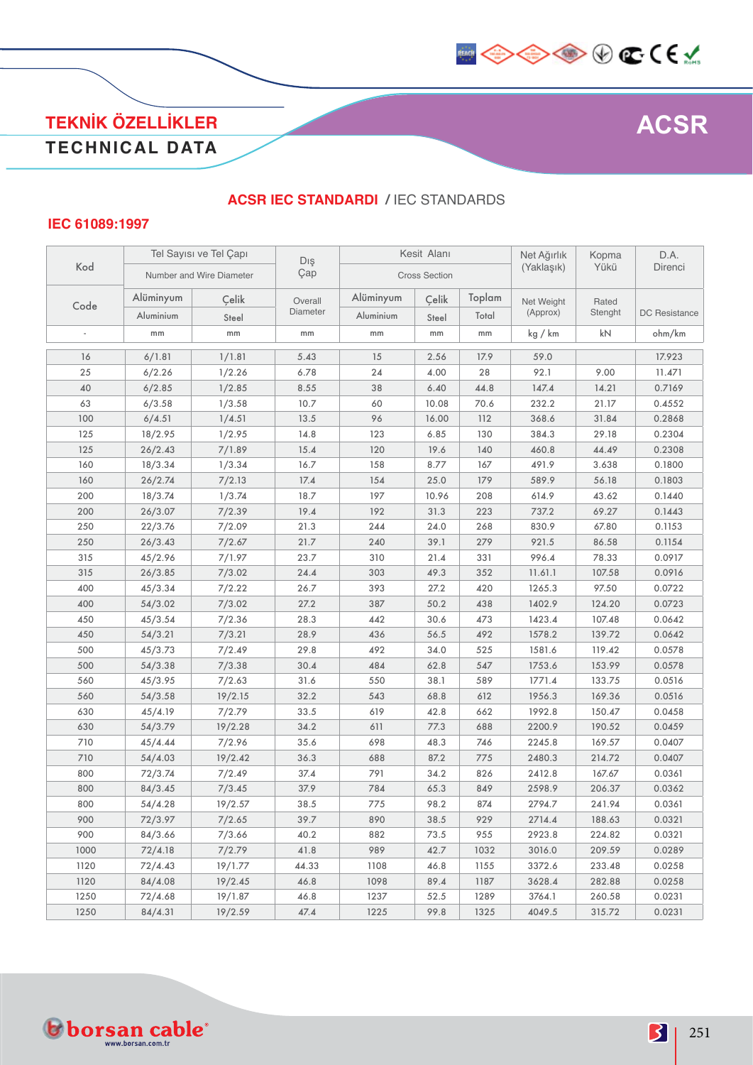# TEKNİK ÖZELLİKLER
## TECHNICAL DATA

# ACSR

## ACSR IEC STANDARDI / IEC STANDARDS

### IEC 61089:1997

| Kod | Tel Sayısı ve Tel Çapı | | Dış Çap | Kesit Alanı | | | Net Ağırlık (Yaklaşık) | Kopma Yükü | D.A. Direnci |
|---|---|---|---|---|---|---|---|---|---|
| | Number and Wire Diameter | | | Cross Section | | | | | |
| Code | Alüminyum | Çelik | Overall Diameter | Alüminyum | Çelik | Toplam | Net Weight (Approx) | Rated Stenght | DC Resistance |
| | Aluminium | Steel | | Aluminium | Steel | Total | | | |
| - | mm | mm | mm | mm | mm | mm | kg / km | kN | ohm/km |
| 16 | 6/1.81 | 1/1.81 | 5.43 | 15 | 2.56 | 17.9 | 59.0 | | 17.923 |
| 25 | 6/2.26 | 1/2.26 | 6.78 | 24 | 4.00 | 28 | 92.1 | 9.00 | 11.471 |
| 40 | 6/2.85 | 1/2.85 | 8.55 | 38 | 6.40 | 44.8 | 147.4 | 14.21 | 0.7169 |
| 63 | 6/3.58 | 1/3.58 | 10.7 | 60 | 10.08 | 70.6 | 232.2 | 21.17 | 0.4552 |
| 100 | 6/4.51 | 1/4.51 | 13.5 | 96 | 16.00 | 112 | 368.6 | 31.84 | 0.2868 |
| 125 | 18/2.95 | 1/2.95 | 14.8 | 123 | 6.85 | 130 | 384.3 | 29.18 | 0.2304 |
| 125 | 26/2.43 | 7/1.89 | 15.4 | 120 | 19.6 | 140 | 460.8 | 44.49 | 0.2308 |
| 160 | 18/3.34 | 1/3.34 | 16.7 | 158 | 8.77 | 167 | 491.9 | 3.638 | 0.1800 |
| 160 | 26/2.74 | 7/2.13 | 17.4 | 154 | 25.0 | 179 | 589.9 | 56.18 | 0.1803 |
| 200 | 18/3.74 | 1/3.74 | 18.7 | 197 | 10.96 | 208 | 614.9 | 43.62 | 0.1440 |
| 200 | 26/3.07 | 7/2.39 | 19.4 | 192 | 31.3 | 223 | 737.2 | 69.27 | 0.1443 |
| 250 | 22/3.76 | 7/2.09 | 21.3 | 244 | 24.0 | 268 | 830.9 | 67.80 | 0.1153 |
| 250 | 26/3.43 | 7/2.67 | 21.7 | 240 | 39.1 | 279 | 921.5 | 86.58 | 0.1154 |
| 315 | 45/2.96 | 7/1.97 | 23.7 | 310 | 21.4 | 331 | 996.4 | 78.33 | 0.0917 |
| 315 | 26/3.85 | 7/3.02 | 24.4 | 303 | 49.3 | 352 | 11.61.1 | 107.58 | 0.0916 |
| 400 | 45/3.34 | 7/2.22 | 26.7 | 393 | 27.2 | 420 | 1265.3 | 97.50 | 0.0722 |
| 400 | 54/3.02 | 7/3.02 | 27.2 | 387 | 50.2 | 438 | 1402.9 | 124.20 | 0.0723 |
| 450 | 45/3.54 | 7/2.36 | 28.3 | 442 | 30.6 | 473 | 1423.4 | 107.48 | 0.0642 |
| 450 | 54/3.21 | 7/3.21 | 28.9 | 436 | 56.5 | 492 | 1578.2 | 139.72 | 0.0642 |
| 500 | 45/3.73 | 7/2.49 | 29.8 | 492 | 34.0 | 525 | 1581.6 | 119.42 | 0.0578 |
| 500 | 54/3.38 | 7/3.38 | 30.4 | 484 | 62.8 | 547 | 1753.6 | 153.99 | 0.0578 |
| 560 | 45/3.95 | 7/2.63 | 31.6 | 550 | 38.1 | 589 | 1771.4 | 133.75 | 0.0516 |
| 560 | 54/3.58 | 19/2.15 | 32.2 | 543 | 68.8 | 612 | 1956.3 | 169.36 | 0.0516 |
| 630 | 45/4.19 | 7/2.79 | 33.5 | 619 | 42.8 | 662 | 1992.8 | 150.47 | 0.0458 |
| 630 | 54/3.79 | 19/2.28 | 34.2 | 611 | 77.3 | 688 | 2200.9 | 190.52 | 0.0459 |
| 710 | 45/4.44 | 7/2.96 | 35.6 | 698 | 48.3 | 746 | 2245.8 | 169.57 | 0.0407 |
| 710 | 54/4.03 | 19/2.42 | 36.3 | 688 | 87.2 | 775 | 2480.3 | 214.72 | 0.0407 |
| 800 | 72/3.74 | 7/2.49 | 37.4 | 791 | 34.2 | 826 | 2412.8 | 167.67 | 0.0361 |
| 800 | 84/3.45 | 7/3.45 | 37.9 | 784 | 65.3 | 849 | 2598.9 | 206.37 | 0.0362 |
| 800 | 54/4.28 | 19/2.57 | 38.5 | 775 | 98.2 | 874 | 2794.7 | 241.94 | 0.0361 |
| 900 | 72/3.97 | 7/2.65 | 39.7 | 890 | 38.5 | 929 | 2714.4 | 188.63 | 0.0321 |
| 900 | 84/3.66 | 7/3.66 | 40.2 | 882 | 73.5 | 955 | 2923.8 | 224.82 | 0.0321 |
| 1000 | 72/4.18 | 7/2.79 | 41.8 | 989 | 42.7 | 1032 | 3016.0 | 209.59 | 0.0289 |
| 1120 | 72/4.43 | 19/1.77 | 44.33 | 1108 | 46.8 | 1155 | 3372.6 | 233.48 | 0.0258 |
| 1120 | 84/4.08 | 19/2.45 | 46.8 | 1098 | 89.4 | 1187 | 3628.4 | 282.88 | 0.0258 |
| 1250 | 72/4.68 | 19/1.87 | 46.8 | 1237 | 52.5 | 1289 | 3764.1 | 260.58 | 0.0231 |
| 1250 | 84/4.31 | 19/2.59 | 47.4 | 1225 | 99.8 | 1325 | 4049.5 | 315.72 | 0.0231 |

borsan cable
www.borsan.com.tr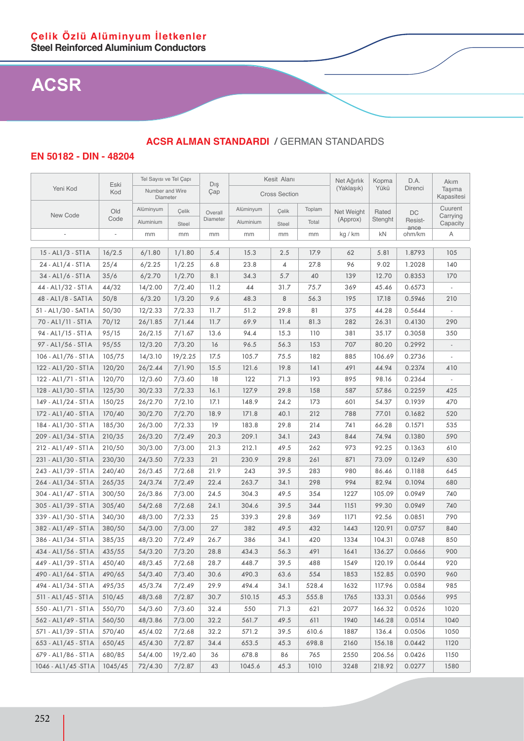## Çelik Özlü Alüminyum İletkenler

**Steel Reinforced Aluminium Conductors**

# ACSR

## ACSR ALMAN STANDARDI / GERMAN STANDARDS

### EN 50182 - DIN - 48204

| Yeni Kod / New Code | Eski Kod / Old Code | Tel Sayısı ve Tel Çapı / Number and Wire Diameter | | Dış Çap / Overall Diameter | Kesit Alanı / Cross Section | | | Net Ağırlık (Yaklaşık) / Net Weight (Approx) | Kopma Yükü / Rated Stenght | D.A. Direnci / DC Resistance | Akım Taşıma Kapasitesi / Cuurent Carrying Capacity |
|---|---|---|---|---|---|---|---|---|---|---|---|
| | | Alüminyum / Aluminium | Çelik / Steel | | Alüminyum / Aluminium | Çelik / Steel | Toplam / Total | | | | |
| - | - | mm | mm | mm | mm | mm | mm | kg / km | kN | ohm/km | A |
| 15 - AL1/3 - ST1A | 16/2.5 | 6/1.80 | 1/1.80 | 5.4 | 15.3 | 2.5 | 17.9 | 62 | 5.81 | 1.8793 | 105 |
| 24 - AL1/4 - ST1A | 25/4 | 6/2.25 | 1/2.25 | 6.8 | 23.8 | 4 | 27.8 | 96 | 9.02 | 1.2028 | 140 |
| 34 - AL1/6 - ST1A | 35/6 | 6/2.70 | 1/2.70 | 8.1 | 34.3 | 5.7 | 40 | 139 | 12.70 | 0.8353 | 170 |
| 44 - AL1/32 - ST1A | 44/32 | 14/2.00 | 7/2.40 | 11.2 | 44 | 31.7 | 75.7 | 369 | 45.46 | 0.6573 | - |
| 48 - AL1/8 - SAT1A | 50/8 | 6/3.20 | 1/3.20 | 9.6 | 48.3 | 8 | 56.3 | 195 | 17.18 | 0.5946 | 210 |
| 51 - AL1/30 - SAT1A | 50/30 | 12/2.33 | 7/2.33 | 11.7 | 51.2 | 29.8 | 81 | 375 | 44.28 | 0.5644 | - |
| 70 - AL1/11 - ST1A | 70/12 | 26/1.85 | 7/1.44 | 11.7 | 69.9 | 11.4 | 81.3 | 282 | 26.31 | 0.4130 | 290 |
| 94 - AL1/15 - ST1A | 95/15 | 26/2.15 | 7/1.67 | 13.6 | 94.4 | 15.3 | 110 | 381 | 35.17 | 0.3058 | 350 |
| 97 - AL1/56 - ST1A | 95/55 | 12/3.20 | 7/3.20 | 16 | 96.5 | 56.3 | 153 | 707 | 80.20 | 0.2992 | - |
| 106 - AL1/76 - ST1A | 105/75 | 14/3.10 | 19/2.25 | 17.5 | 105.7 | 75.5 | 182 | 885 | 106.69 | 0.2736 | - |
| 122 - AL1/20 - ST1A | 120/20 | 26/2.44 | 7/1.90 | 15.5 | 121.6 | 19.8 | 141 | 491 | 44.94 | 0.2374 | 410 |
| 122 - AL1/71 - ST1A | 120/70 | 12/3.60 | 7/3.60 | 18 | 122 | 71.3 | 193 | 895 | 98.16 | 0.2364 | - |
| 128 - AL1/30 - ST1A | 125/30 | 30/2.33 | 7/2.33 | 16.1 | 127.9 | 29.8 | 158 | 587 | 57.86 | 0.2259 | 425 |
| 149 - AL1/24 - ST1A | 150/25 | 26/2.70 | 7/2.10 | 17.1 | 148.9 | 24.2 | 173 | 601 | 54.37 | 0.1939 | 470 |
| 172 - AL1/40 - ST1A | 170/40 | 30/2.70 | 7/2.70 | 18.9 | 171.8 | 40.1 | 212 | 788 | 77.01 | 0.1682 | 520 |
| 184 - AL1/30 - ST1A | 185/30 | 26/3.00 | 7/2.33 | 19 | 183.8 | 29.8 | 214 | 741 | 66.28 | 0.1571 | 535 |
| 209 - AL1/34 - ST1A | 210/35 | 26/3.20 | 7/2.49 | 20.3 | 209.1 | 34.1 | 243 | 844 | 74.94 | 0.1380 | 590 |
| 212 - AL1/49 - ST1A | 210/50 | 30/3.00 | 7/3.00 | 21.3 | 212.1 | 49.5 | 262 | 973 | 92.25 | 0.1363 | 610 |
| 231 - AL1/30 - ST1A | 230/30 | 24/3.50 | 7/2.33 | 21 | 230.9 | 29.8 | 261 | 871 | 73.09 | 0.1249 | 630 |
| 243 - AL1/39 - ST1A | 240/40 | 26/3.45 | 7/2.68 | 21.9 | 243 | 39.5 | 283 | 980 | 86.46 | 0.1188 | 645 |
| 264 - AL1/34 - ST1A | 265/35 | 24/3.74 | 7/2.49 | 22.4 | 263.7 | 34.1 | 298 | 994 | 82.94 | 0.1094 | 680 |
| 304 - AL1/47 - ST1A | 300/50 | 26/3.86 | 7/3.00 | 24.5 | 304.3 | 49.5 | 354 | 1227 | 105.09 | 0.0949 | 740 |
| 305 - AL1/39 - ST1A | 305/40 | 54/2.68 | 7/2.68 | 24.1 | 304.6 | 39.5 | 344 | 1151 | 99.30 | 0.0949 | 740 |
| 339 - AL1/30 - ST1A | 340/30 | 48/3.00 | 7/2.33 | 25 | 339.3 | 29.8 | 369 | 1171 | 92.56 | 0.0851 | 790 |
| 382 - AL1/49 - ST1A | 380/50 | 54/3.00 | 7/3.00 | 27 | 382 | 49.5 | 432 | 1443 | 120.91 | 0.0757 | 840 |
| 386 - AL1/34 - ST1A | 385/35 | 48/3.20 | 7/2.49 | 26.7 | 386 | 34.1 | 420 | 1334 | 104.31 | 0.0748 | 850 |
| 434 - AL1/56 - ST1A | 435/55 | 54/3.20 | 7/3.20 | 28.8 | 434.3 | 56.3 | 491 | 1641 | 136.27 | 0.0666 | 900 |
| 449 - AL1/39 - ST1A | 450/40 | 48/3.45 | 7/2.68 | 28.7 | 448.7 | 39.5 | 488 | 1549 | 120.19 | 0.0644 | 920 |
| 490 - AL1/64 - ST1A | 490/65 | 54/3.40 | 7/3.40 | 30.6 | 490.3 | 63.6 | 554 | 1853 | 152.85 | 0.0590 | 960 |
| 494 - AL1/34 - ST1A | 495/35 | 45/3.74 | 7/2.49 | 29.9 | 494.4 | 34.1 | 528.4 | 1632 | 117.96 | 0.0584 | 985 |
| 511 - AL1/45 - ST1A | 510/45 | 48/3.68 | 7/2.87 | 30.7 | 510.15 | 45.3 | 555.8 | 1765 | 133.31 | 0.0566 | 995 |
| 550 - AL1/71 - ST1A | 550/70 | 54/3.60 | 7/3.60 | 32.4 | 550 | 71.3 | 621 | 2077 | 166.32 | 0.0526 | 1020 |
| 562 - AL1/49 - ST1A | 560/50 | 48/3.86 | 7/3.00 | 32.2 | 561.7 | 49.5 | 611 | 1940 | 146.28 | 0.0514 | 1040 |
| 571 - AL1/39 - ST1A | 570/40 | 45/4.02 | 7/2.68 | 32.2 | 571.2 | 39.5 | 610.6 | 1887 | 136.4 | 0.0506 | 1050 |
| 653 - AL1/45 - ST1A | 650/45 | 45/4.30 | 7/2.87 | 34.4 | 653.5 | 45.3 | 698.8 | 2160 | 156.18 | 0.0442 | 1120 |
| 679 - AL1/86 - ST1A | 680/85 | 54/4.00 | 19/2.40 | 36 | 678.8 | 86 | 765 | 2550 | 206.56 | 0.0426 | 1150 |
| 1046 - AL1/45 -ST1A | 1045/45 | 72/4.30 | 7/2.87 | 43 | 1045.6 | 45.3 | 1010 | 3248 | 218.92 | 0.0277 | 1580 |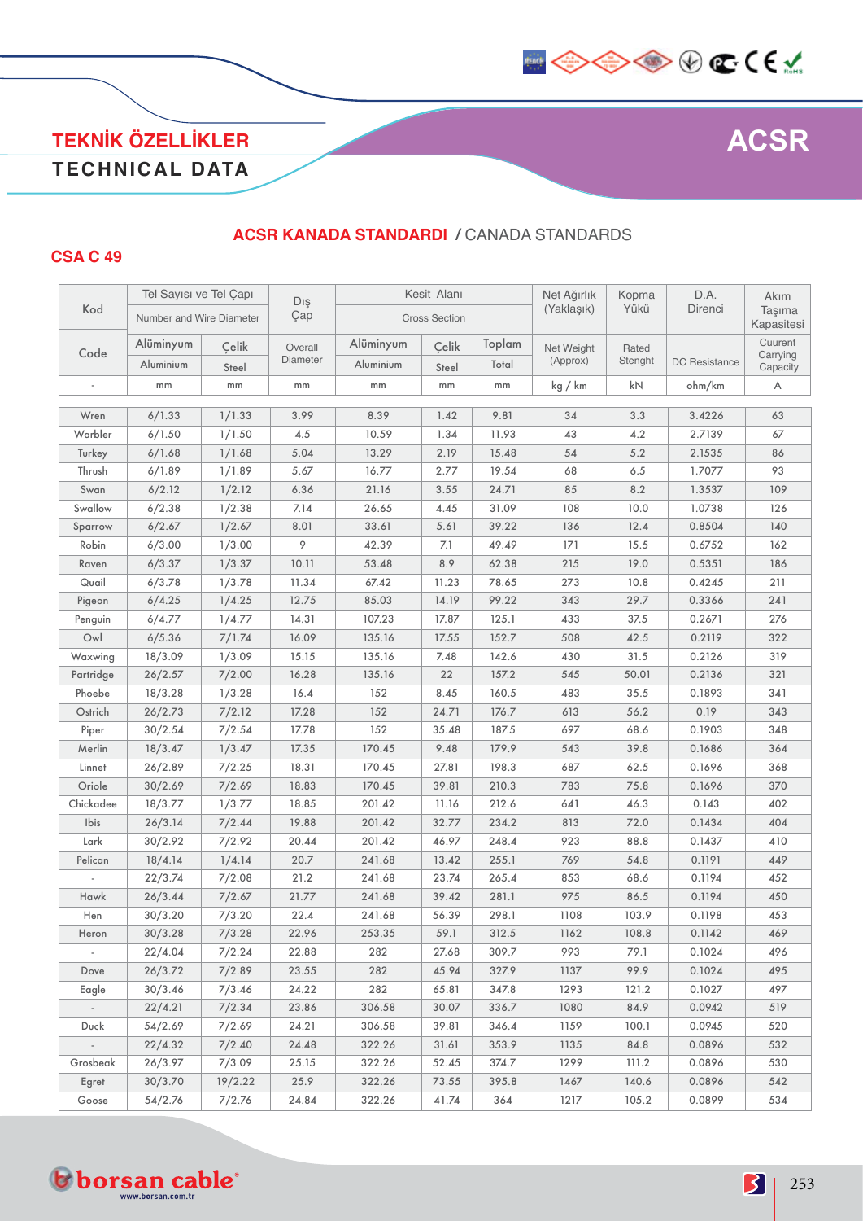# TEKNİK ÖZELLİKLER

# TECHNICAL DATA

# ACSR

## ACSR KANADA STANDARDI / CANADA STANDARDS

### CSA C 49

| Kod / Code | Tel Sayısı ve Tel Çapı / Number and Wire Diameter | | Dış Çap / Overall Diameter | Kesit Alanı / Cross Section | | | Net Ağırlık (Yaklaşık) / Net Weight (Approx) | Kopma Yükü / Rated Stenght | D.A. Direnci / DC Resistance | Akım Taşıma Kapasitesi / Cuurent Carrying Capacity |
|---|---|---|---|---|---|---|---|---|---|---|
| | Alüminyum / Aluminium | Çelik / Steel | | Alüminyum / Aluminium | Çelik / Steel | Toplam / Total | | | | |
| - | mm | mm | mm | mm | mm | mm | kg / km | kN | ohm/km | A |
| Wren | 6/1.33 | 1/1.33 | 3.99 | 8.39 | 1.42 | 9.81 | 34 | 3.3 | 3.4226 | 63 |
| Warbler | 6/1.50 | 1/1.50 | 4.5 | 10.59 | 1.34 | 11.93 | 43 | 4.2 | 2.7139 | 67 |
| Turkey | 6/1.68 | 1/1.68 | 5.04 | 13.29 | 2.19 | 15.48 | 54 | 5.2 | 2.1535 | 86 |
| Thrush | 6/1.89 | 1/1.89 | 5.67 | 16.77 | 2.77 | 19.54 | 68 | 6.5 | 1.7077 | 93 |
| Swan | 6/2.12 | 1/2.12 | 6.36 | 21.16 | 3.55 | 24.71 | 85 | 8.2 | 1.3537 | 109 |
| Swallow | 6/2.38 | 1/2.38 | 7.14 | 26.65 | 4.45 | 31.09 | 108 | 10.0 | 1.0738 | 126 |
| Sparrow | 6/2.67 | 1/2.67 | 8.01 | 33.61 | 5.61 | 39.22 | 136 | 12.4 | 0.8504 | 140 |
| Robin | 6/3.00 | 1/3.00 | 9 | 42.39 | 7.1 | 49.49 | 171 | 15.5 | 0.6752 | 162 |
| Raven | 6/3.37 | 1/3.37 | 10.11 | 53.48 | 8.9 | 62.38 | 215 | 19.0 | 0.5351 | 186 |
| Quail | 6/3.78 | 1/3.78 | 11.34 | 67.42 | 11.23 | 78.65 | 273 | 10.8 | 0.4245 | 211 |
| Pigeon | 6/4.25 | 1/4.25 | 12.75 | 85.03 | 14.19 | 99.22 | 343 | 29.7 | 0.3366 | 241 |
| Penguin | 6/4.77 | 1/4.77 | 14.31 | 107.23 | 17.87 | 125.1 | 433 | 37.5 | 0.2671 | 276 |
| Owl | 6/5.36 | 7/1.74 | 16.09 | 135.16 | 17.55 | 152.7 | 508 | 42.5 | 0.2119 | 322 |
| Waxwing | 18/3.09 | 1/3.09 | 15.15 | 135.16 | 7.48 | 142.6 | 430 | 31.5 | 0.2126 | 319 |
| Partridge | 26/2.57 | 7/2.00 | 16.28 | 135.16 | 22 | 157.2 | 545 | 50.01 | 0.2136 | 321 |
| Phoebe | 18/3.28 | 1/3.28 | 16.4 | 152 | 8.45 | 160.5 | 483 | 35.5 | 0.1893 | 341 |
| Ostrich | 26/2.73 | 7/2.12 | 17.28 | 152 | 24.71 | 176.7 | 613 | 56.2 | 0.19 | 343 |
| Piper | 30/2.54 | 7/2.54 | 17.78 | 152 | 35.48 | 187.5 | 697 | 68.6 | 0.1903 | 348 |
| Merlin | 18/3.47 | 1/3.47 | 17.35 | 170.45 | 9.48 | 179.9 | 543 | 39.8 | 0.1686 | 364 |
| Linnet | 26/2.89 | 7/2.25 | 18.31 | 170.45 | 27.81 | 198.3 | 687 | 62.5 | 0.1696 | 368 |
| Oriole | 30/2.69 | 7/2.69 | 18.83 | 170.45 | 39.81 | 210.3 | 783 | 75.8 | 0.1696 | 370 |
| Chickadee | 18/3.77 | 1/3.77 | 18.85 | 201.42 | 11.16 | 212.6 | 641 | 46.3 | 0.143 | 402 |
| Ibis | 26/3.14 | 7/2.44 | 19.88 | 201.42 | 32.77 | 234.2 | 813 | 72.0 | 0.1434 | 404 |
| Lark | 30/2.92 | 7/2.92 | 20.44 | 201.42 | 46.97 | 248.4 | 923 | 88.8 | 0.1437 | 410 |
| Pelican | 18/4.14 | 1/4.14 | 20.7 | 241.68 | 13.42 | 255.1 | 769 | 54.8 | 0.1191 | 449 |
| - | 22/3.74 | 7/2.08 | 21.2 | 241.68 | 23.74 | 265.4 | 853 | 68.6 | 0.1194 | 452 |
| Hawk | 26/3.44 | 7/2.67 | 21.77 | 241.68 | 39.42 | 281.1 | 975 | 86.5 | 0.1194 | 450 |
| Hen | 30/3.20 | 7/3.20 | 22.4 | 241.68 | 56.39 | 298.1 | 1108 | 103.9 | 0.1198 | 453 |
| Heron | 30/3.28 | 7/3.28 | 22.96 | 253.35 | 59.1 | 312.5 | 1162 | 108.8 | 0.1142 | 469 |
| - | 22/4.04 | 7/2.24 | 22.88 | 282 | 27.68 | 309.7 | 993 | 79.1 | 0.1024 | 496 |
| Dove | 26/3.72 | 7/2.89 | 23.55 | 282 | 45.94 | 327.9 | 1137 | 99.9 | 0.1024 | 495 |
| Eagle | 30/3.46 | 7/3.46 | 24.22 | 282 | 65.81 | 347.8 | 1293 | 121.2 | 0.1027 | 497 |
| - | 22/4.21 | 7/2.34 | 23.86 | 306.58 | 30.07 | 336.7 | 1080 | 84.9 | 0.0942 | 519 |
| Duck | 54/2.69 | 7/2.69 | 24.21 | 306.58 | 39.81 | 346.4 | 1159 | 100.1 | 0.0945 | 520 |
| - | 22/4.32 | 7/2.40 | 24.48 | 322.26 | 31.61 | 353.9 | 1135 | 84.8 | 0.0896 | 532 |
| Grosbeak | 26/3.97 | 7/3.09 | 25.15 | 322.26 | 52.45 | 374.7 | 1299 | 111.2 | 0.0896 | 530 |
| Egret | 30/3.70 | 19/2.22 | 25.9 | 322.26 | 73.55 | 395.8 | 1467 | 140.6 | 0.0896 | 542 |
| Goose | 54/2.76 | 7/2.76 | 24.84 | 322.26 | 41.74 | 364 | 1217 | 105.2 | 0.0899 | 534 |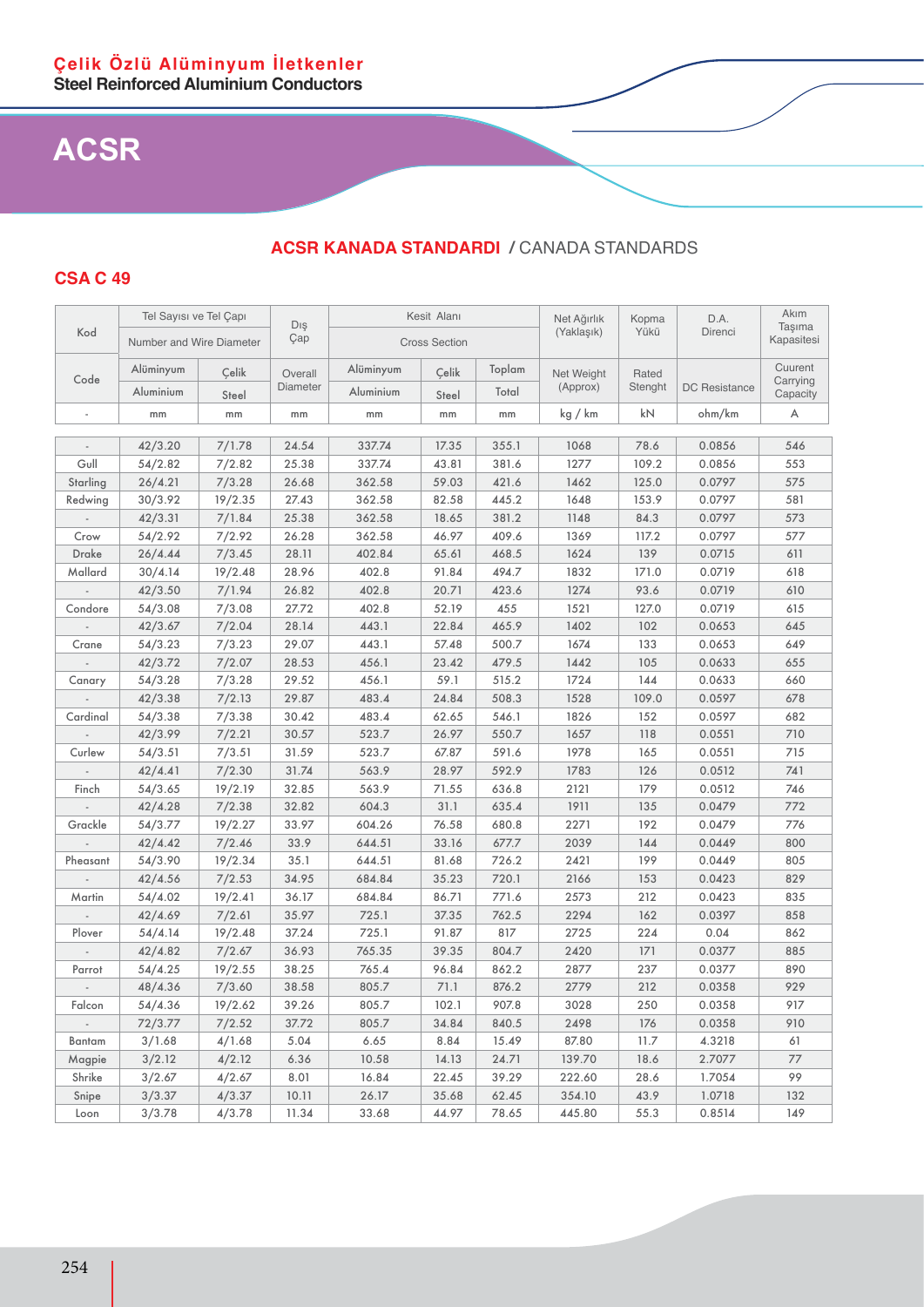Çelik Özlü Alüminyum İletkenler

Steel Reinforced Aluminium Conductors

# ACSR

## ACSR KANADA STANDARDI / CANADA STANDARDS

### CSA C 49

| Kod | Tel Sayısı ve Tel Çapı | | Dış Çap | Kesit Alanı | | | Net Ağırlık (Yaklaşık) | Kopma Yükü | D.A. Direnci | Akım Taşıma Kapasitesi |
|---|---|---|---|---|---|---|---|---|---|---|
| | Number and Wire Diameter | | | Cross Section | | | | | | |
| Code | Alüminyum Aluminium | Çelik Steel | Overall Diameter | Alüminyum Aluminium | Çelik Steel | Toplam Total | Net Weight (Approx) | Rated Stenght | DC Resistance | Cuurent Carrying Capacity |
| - | mm | mm | mm | mm | mm | mm | kg / km | kN | ohm/km | A |
| - | 42/3.20 | 7/1.78 | 24.54 | 337.74 | 17.35 | 355.1 | 1068 | 78.6 | 0.0856 | 546 |
| Gull | 54/2.82 | 7/2.82 | 25.38 | 337.74 | 43.81 | 381.6 | 1277 | 109.2 | 0.0856 | 553 |
| Starling | 26/4.21 | 7/3.28 | 26.68 | 362.58 | 59.03 | 421.6 | 1462 | 125.0 | 0.0797 | 575 |
| Redwing | 30/3.92 | 19/2.35 | 27.43 | 362.58 | 82.58 | 445.2 | 1648 | 153.9 | 0.0797 | 581 |
| - | 42/3.31 | 7/1.84 | 25.38 | 362.58 | 18.65 | 381.2 | 1148 | 84.3 | 0.0797 | 573 |
| Crow | 54/2.92 | 7/2.92 | 26.28 | 362.58 | 46.97 | 409.6 | 1369 | 117.2 | 0.0797 | 577 |
| Drake | 26/4.44 | 7/3.45 | 28.11 | 402.84 | 65.61 | 468.5 | 1624 | 139 | 0.0715 | 611 |
| Mallard | 30/4.14 | 19/2.48 | 28.96 | 402.8 | 91.84 | 494.7 | 1832 | 171.0 | 0.0719 | 618 |
| - | 42/3.50 | 7/1.94 | 26.82 | 402.8 | 20.71 | 423.6 | 1274 | 93.6 | 0.0719 | 610 |
| Condore | 54/3.08 | 7/3.08 | 27.72 | 402.8 | 52.19 | 455 | 1521 | 127.0 | 0.0719 | 615 |
| - | 42/3.67 | 7/2.04 | 28.14 | 443.1 | 22.84 | 465.9 | 1402 | 102 | 0.0653 | 645 |
| Crane | 54/3.23 | 7/3.23 | 29.07 | 443.1 | 57.48 | 500.7 | 1674 | 133 | 0.0653 | 649 |
| - | 42/3.72 | 7/2.07 | 28.53 | 456.1 | 23.42 | 479.5 | 1442 | 105 | 0.0633 | 655 |
| Canary | 54/3.28 | 7/3.28 | 29.52 | 456.1 | 59.1 | 515.2 | 1724 | 144 | 0.0633 | 660 |
| - | 42/3.38 | 7/2.13 | 29.87 | 483.4 | 24.84 | 508.3 | 1528 | 109.0 | 0.0597 | 678 |
| Cardinal | 54/3.38 | 7/3.38 | 30.42 | 483.4 | 62.65 | 546.1 | 1826 | 152 | 0.0597 | 682 |
| - | 42/3.99 | 7/2.21 | 30.57 | 523.7 | 26.97 | 550.7 | 1657 | 118 | 0.0551 | 710 |
| Curlew | 54/3.51 | 7/3.51 | 31.59 | 523.7 | 67.87 | 591.6 | 1978 | 165 | 0.0551 | 715 |
| - | 42/4.41 | 7/2.30 | 31.74 | 563.9 | 28.97 | 592.9 | 1783 | 126 | 0.0512 | 741 |
| Finch | 54/3.65 | 19/2.19 | 32.85 | 563.9 | 71.55 | 636.8 | 2121 | 179 | 0.0512 | 746 |
| - | 42/4.28 | 7/2.38 | 32.82 | 604.3 | 31.1 | 635.4 | 1911 | 135 | 0.0479 | 772 |
| Grackle | 54/3.77 | 19/2.27 | 33.97 | 604.26 | 76.58 | 680.8 | 2271 | 192 | 0.0479 | 776 |
| - | 42/4.42 | 7/2.46 | 33.9 | 644.51 | 33.16 | 677.7 | 2039 | 144 | 0.0449 | 800 |
| Pheasant | 54/3.90 | 19/2.34 | 35.1 | 644.51 | 81.68 | 726.2 | 2421 | 199 | 0.0449 | 805 |
| - | 42/4.56 | 7/2.53 | 34.95 | 684.84 | 35.23 | 720.1 | 2166 | 153 | 0.0423 | 829 |
| Martin | 54/4.02 | 19/2.41 | 36.17 | 684.84 | 86.71 | 771.6 | 2573 | 212 | 0.0423 | 835 |
| - | 42/4.69 | 7/2.61 | 35.97 | 725.1 | 37.35 | 762.5 | 2294 | 162 | 0.0397 | 858 |
| Plover | 54/4.14 | 19/2.48 | 37.24 | 725.1 | 91.87 | 817 | 2725 | 224 | 0.04 | 862 |
| - | 42/4.82 | 7/2.67 | 36.93 | 765.35 | 39.35 | 804.7 | 2420 | 171 | 0.0377 | 885 |
| Parrot | 54/4.25 | 19/2.55 | 38.25 | 765.4 | 96.84 | 862.2 | 2877 | 237 | 0.0377 | 890 |
| - | 48/4.36 | 7/3.60 | 38.58 | 805.7 | 71.1 | 876.2 | 2779 | 212 | 0.0358 | 929 |
| Falcon | 54/4.36 | 19/2.62 | 39.26 | 805.7 | 102.1 | 907.8 | 3028 | 250 | 0.0358 | 917 |
| - | 72/3.77 | 7/2.52 | 37.72 | 805.7 | 34.84 | 840.5 | 2498 | 176 | 0.0358 | 910 |
| Bantam | 3/1.68 | 4/1.68 | 5.04 | 6.65 | 8.84 | 15.49 | 87.80 | 11.7 | 4.3218 | 61 |
| Magpie | 3/2.12 | 4/2.12 | 6.36 | 10.58 | 14.13 | 24.71 | 139.70 | 18.6 | 2.7077 | 77 |
| Shrike | 3/2.67 | 4/2.67 | 8.01 | 16.84 | 22.45 | 39.29 | 222.60 | 28.6 | 1.7054 | 99 |
| Snipe | 3/3.37 | 4/3.37 | 10.11 | 26.17 | 35.68 | 62.45 | 354.10 | 43.9 | 1.0718 | 132 |
| Loon | 3/3.78 | 4/3.78 | 11.34 | 33.68 | 44.97 | 78.65 | 445.80 | 55.3 | 0.8514 | 149 |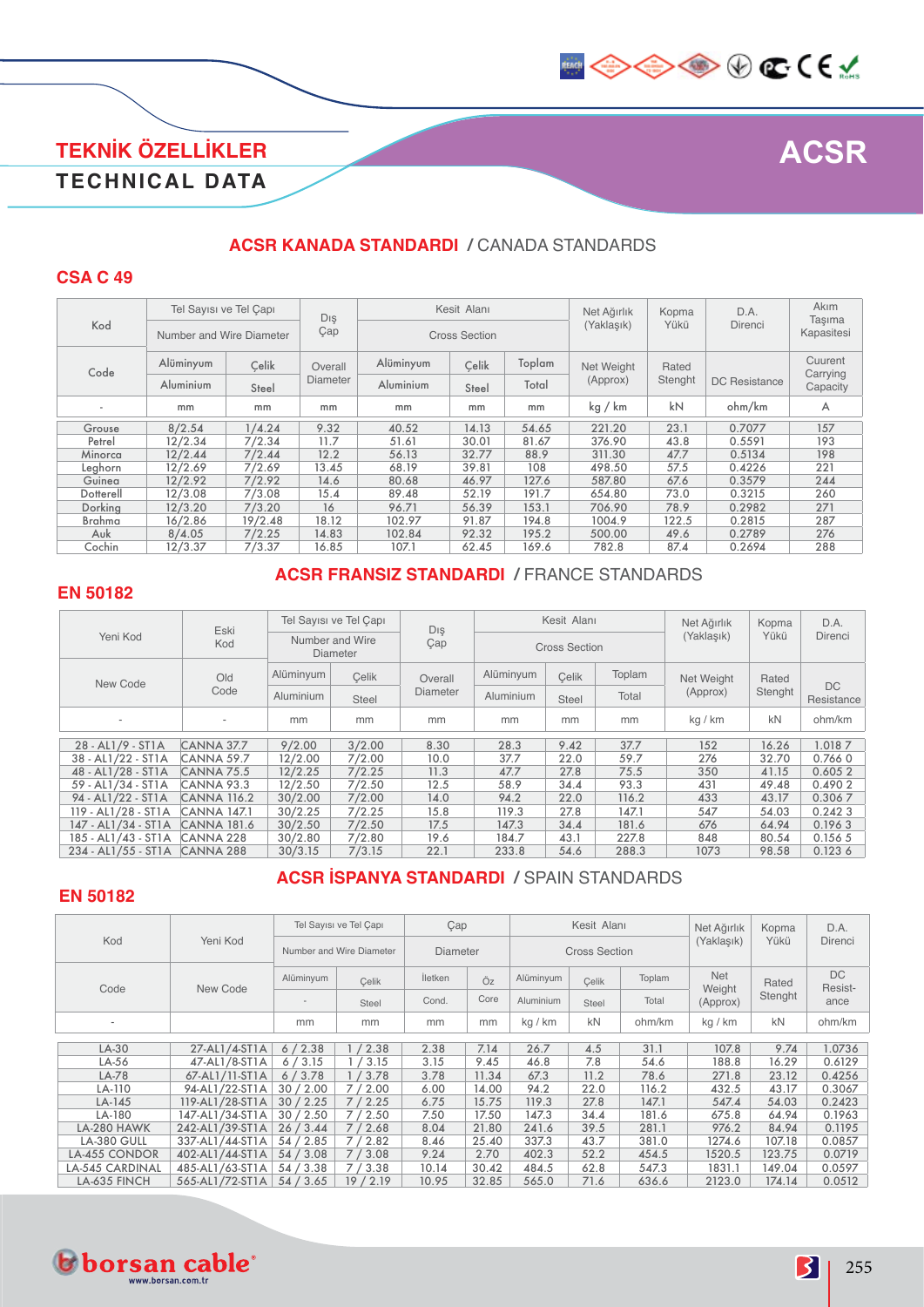# TEKNİK ÖZELLİKLER

# TECHNICAL DATA

# ACSR

## ACSR KANADA STANDARDI / CANADA STANDARDS

### CSA C 49

| Kod | Tel Sayısı ve Tel Çapı | | Dış Çap | Kesit Alanı | | | Net Ağırlık (Yaklaşık) | Kopma Yükü | D.A. Direnci | Akım Taşıma Kapasitesi |
|---|---|---|---|---|---|---|---|---|---|---|
| | Number and Wire Diameter | | | Cross Section | | | | | | |
| Code | Alüminyum | Çelik | Overall Diameter | Alüminyum | Çelik | Toplam | Net Weight (Approx) | Rated Stenght | DC Resistance | Cuurent Carrying Capacity |
| | Aluminium | Steel | | Aluminium | Steel | Total | | | | |
| - | mm | mm | mm | mm | mm | mm | kg / km | kN | ohm/km | A |
| Grouse | 8/2.54 | 1/4.24 | 9.32 | 40.52 | 14.13 | 54.65 | 221.20 | 23.1 | 0.7077 | 157 |
| Petrel | 12/2.34 | 7/2.34 | 11.7 | 51.61 | 30.01 | 81.67 | 376.90 | 43.8 | 0.5591 | 193 |
| Minorca | 12/2.44 | 7/2.44 | 12.2 | 56.13 | 32.77 | 88.9 | 311.30 | 47.7 | 0.5134 | 198 |
| Leghorn | 12/2.69 | 7/2.69 | 13.45 | 68.19 | 39.81 | 108 | 498.50 | 57.5 | 0.4226 | 221 |
| Guinea | 12/2.92 | 7/2.92 | 14.6 | 80.68 | 46.97 | 127.6 | 587.80 | 67.6 | 0.3579 | 244 |
| Dotterell | 12/3.08 | 7/3.08 | 15.4 | 89.48 | 52.19 | 191.7 | 654.80 | 73.0 | 0.3215 | 260 |
| Dorking | 12/3.20 | 7/3.20 | 16 | 96.71 | 56.39 | 153.1 | 706.90 | 78.9 | 0.2982 | 271 |
| Brahma | 16/2.86 | 19/2.48 | 18.12 | 102.97 | 91.87 | 194.8 | 1004.9 | 122.5 | 0.2815 | 287 |
| Auk | 8/4.05 | 7/2.25 | 14.83 | 102.84 | 92.32 | 195.2 | 500.00 | 49.6 | 0.2789 | 276 |
| Cochin | 12/3.37 | 7/3.37 | 16.85 | 107.1 | 62.45 | 169.6 | 782.8 | 87.4 | 0.2694 | 288 |

## ACSR FRANSIZ STANDARDI / FRANCE STANDARDS

### EN 50182

| Yeni Kod | Eski Kod | Tel Sayısı ve Tel Çapı | | Dış Çap | Kesit Alanı | | | Net Ağırlık (Yaklaşık) | Kopma Yükü | D.A. Direnci |
|---|---|---|---|---|---|---|---|---|---|---|
| | | Number and Wire Diameter | | | Cross Section | | | | | |
| New Code | Old Code | Alüminyum | Çelik | Overall Diameter | Alüminyum | Çelik | Toplam | Net Weight (Approx) | Rated Stenght | DC Resistance |
| | | Aluminium | Steel | | Aluminium | Steel | Total | | | |
| - | - | mm | mm | mm | mm | mm | mm | kg / km | kN | ohm/km |
| 28 - AL1/9 - ST1A | CANNA 37.7 | 9/2.00 | 3/2.00 | 8.30 | 28.3 | 9.42 | 37.7 | 152 | 16.26 | 1.018 7 |
| 38 - AL1/22 - ST1A | CANNA 59.7 | 12/2.00 | 7/2.00 | 10.0 | 37.7 | 22.0 | 59.7 | 276 | 32.70 | 0.766 0 |
| 48 - AL1/28 - ST1A | CANNA 75.5 | 12/2.25 | 7/2.25 | 11.3 | 47.7 | 27.8 | 75.5 | 350 | 41.15 | 0.605 2 |
| 59 - AL1/34 - ST1A | CANNA 93.3 | 12/2.50 | 7/2.50 | 12.5 | 58.9 | 34.4 | 93.3 | 431 | 49.48 | 0.490 2 |
| 94 - AL1/22 - ST1A | CANNA 116.2 | 30/2.00 | 7/2.00 | 14.0 | 94.2 | 22.0 | 116.2 | 433 | 43.17 | 0.306 7 |
| 119 - AL1/28 - ST1A | CANNA 147.1 | 30/2.25 | 7/2.25 | 15.8 | 119.3 | 27.8 | 147.1 | 547 | 54.03 | 0.242 3 |
| 147 - AL1/34 - ST1A | CANNA 181.6 | 30/2.50 | 7/2.50 | 17.5 | 147.3 | 34.4 | 181.6 | 676 | 64.94 | 0.196 3 |
| 185 - AL1/43 - ST1A | CANNA 228 | 30/2.80 | 7/2.80 | 19.6 | 184.7 | 43.1 | 227.8 | 848 | 80.54 | 0.156 5 |
| 234 - AL1/55 - ST1A | CANNA 288 | 30/3.15 | 7/3.15 | 22.1 | 233.8 | 54.6 | 288.3 | 1073 | 98.58 | 0.123 6 |

## ACSR İSPANYA STANDARDI / SPAIN STANDARDS

### EN 50182

| Kod | Yeni Kod | Tel Sayısı ve Tel Çapı | | Çap | | Kesit Alanı | | | Net Ağırlık (Yaklaşık) | Kopma Yükü | D.A. Direnci |
|---|---|---|---|---|---|---|---|---|---|---|---|
| | | Number and Wire Diameter | | Diameter | | Cross Section | | | | | |
| Code | New Code | Alüminyum | Çelik | İletken | Öz | Alüminyum | Çelik | Toplam | Net Weight (Approx) | Rated Stenght | DC Resistance |
| | | - | Steel | Cond. | Core | Aluminium | Steel | Total | | | |
| - | | mm | mm | mm | mm | kg / km | kN | ohm/km | kg / km | kN | ohm/km |
| LA-30 | 27-AL1/4-ST1A | 6 / 2.38 | 1 / 2.38 | 2.38 | 7.14 | 26.7 | 4.5 | 31.1 | 107.8 | 9.74 | 1.0736 |
| LA-56 | 47-AL1/8-ST1A | 6 / 3.15 | 1 / 3.15 | 3.15 | 9.45 | 46.8 | 7.8 | 54.6 | 188.8 | 16.29 | 0.6129 |
| LA-78 | 67-AL1/11-ST1A | 6 / 3.78 | 1 / 3.78 | 3.78 | 11.34 | 67.3 | 11.2 | 78.6 | 271.8 | 23.12 | 0.4256 |
| LA-110 | 94-AL1/22-ST1A | 30 / 2.00 | 7 / 2.00 | 6.00 | 14.00 | 94.2 | 22.0 | 116.2 | 432.5 | 43.17 | 0.3067 |
| LA-145 | 119-AL1/28-ST1A | 30 / 2.25 | 7 / 2.25 | 6.75 | 15.75 | 119.3 | 27.8 | 147.1 | 547.4 | 54.03 | 0.2423 |
| LA-180 | 147-AL1/34-ST1A | 30 / 2.50 | 7 / 2.50 | 7.50 | 17.50 | 147.3 | 34.4 | 181.6 | 675.8 | 64.94 | 0.1963 |
| LA-280 HAWK | 242-AL1/39-ST1A | 26 / 3.44 | 7 / 2.68 | 8.04 | 21.80 | 241.6 | 39.5 | 281.1 | 976.2 | 84.94 | 0.1195 |
| LA-380 GULL | 337-AL1/44-ST1A | 54 / 2.85 | 7 / 2.82 | 8.46 | 25.40 | 337.3 | 43.7 | 381.0 | 1274.6 | 107.18 | 0.0857 |
| LA-455 CONDOR | 402-AL1/44-ST1A | 54 / 3.08 | 7 / 3.08 | 9.24 | 2.70 | 402.3 | 52.2 | 454.5 | 1520.5 | 123.75 | 0.0719 |
| LA-545 CARDINAL | 485-AL1/63-ST1A | 54 / 3.38 | 7 / 3.38 | 10.14 | 30.42 | 484.5 | 62.8 | 547.3 | 1831.1 | 149.04 | 0.0597 |
| LA-635 FINCH | 565-AL1/72-ST1A | 54 / 3.65 | 19 / 2.19 | 10.95 | 32.85 | 565.0 | 71.6 | 636.6 | 2123.0 | 174.14 | 0.0512 |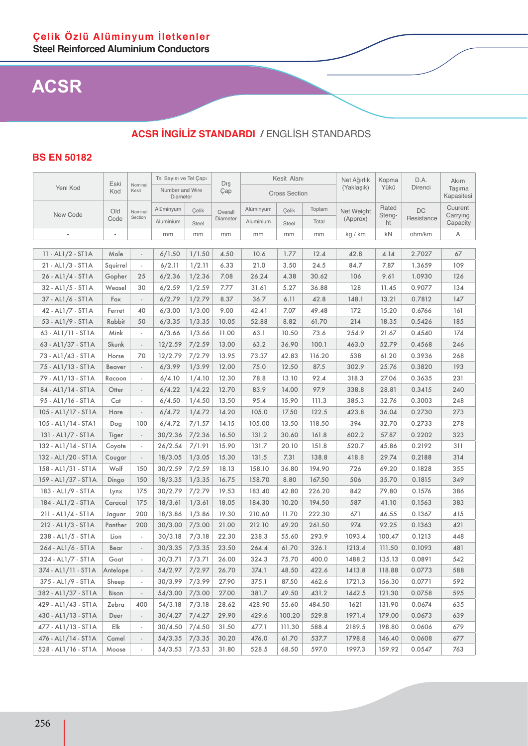Çelik Özlü Alüminyum İletkenler
**Steel Reinforced Aluminium Conductors**

# ACSR

## ACSR İNGİLİZ STANDARDI / ENGLİSH STANDARDS

### BS EN 50182

| Yeni Kod | Eski Kod | Nominal Kesit | Tel Sayısı ve Tel Çapı Number and Wire Diameter | | Dış Çap | Kesit Alanı Cross Section | | | Net Ağırlık (Yaklaşık) | Kopma Yükü | D.A. Direnci | Akım Taşıma Kapasitesi |
|---|---|---|---|---|---|---|---|---|---|---|---|---|
| New Code | Old Code | Nominal Section | Alüminyum Aluminium | Çelik Steel | Overall Diameter | Alüminyum Aluminium | Çelik Steel | Toplam Total | Net Weight (Approx) | Rated Stength | DC Resistance | Cuurent Carrying Capacity |
| - | - | | mm | mm | mm | mm | mm | mm | kg / km | kN | ohm/km | A |
| 11 - AL1/2 - ST1A | Mole | - | 6/1.50 | 1/1.50 | 4.50 | 10.6 | 1.77 | 12.4 | 42.8 | 4.14 | 2.7027 | 67 |
| 21 - AL1/3 - ST1A | Squirrel | - | 6/2.11 | 1/2.11 | 6.33 | 21.0 | 3.50 | 24.5 | 84.7 | 7.87 | 1.3659 | 109 |
| 26 - AL1/4 - ST1A | Gopher | 25 | 6/2.36 | 1/2.36 | 7.08 | 26.24 | 4.38 | 30.62 | 106 | 9.61 | 1.0930 | 126 |
| 32 - AL1/5 - ST1A | Weasel | 30 | 6/2.59 | 1/2.59 | 7.77 | 31.61 | 5.27 | 36.88 | 128 | 11.45 | 0.9077 | 134 |
| 37 - AL1/6 - ST1A | Fox | - | 6/2.79 | 1/2.79 | 8.37 | 36.7 | 6.11 | 42.8 | 148.1 | 13.21 | 0.7812 | 147 |
| 42 - AL1/7 - ST1A | Ferret | 40 | 6/3.00 | 1/3.00 | 9.00 | 42.41 | 7.07 | 49.48 | 172 | 15.20 | 0.6766 | 161 |
| 53 - AL1/9 - ST1A | Rabbit | 50 | 6/3.35 | 1/3.35 | 10.05 | 52.88 | 8.82 | 61.70 | 214 | 18.35 | 0.5426 | 185 |
| 63 - AL1/11 - ST1A | Mink | - | 6/3.66 | 1/3.66 | 11.00 | 63.1 | 10.50 | 73.6 | 254.9 | 21.67 | 0.4540 | 174 |
| 63 - AL1/37 - ST1A | Skunk | - | 12/2.59 | 7/2.59 | 13.00 | 63.2 | 36.90 | 100.1 | 463.0 | 52.79 | 0.4568 | 246 |
| 73 - AL1/43 - ST1A | Horse | 70 | 12/2.79 | 7/2.79 | 13.95 | 73.37 | 42.83 | 116.20 | 538 | 61.20 | 0.3936 | 268 |
| 75 - AL1/13 - ST1A | Beaver | - | 6/3.99 | 1/3.99 | 12.00 | 75.0 | 12.50 | 87.5 | 302.9 | 25.76 | 0.3820 | 193 |
| 79 - AL1/13 - ST1A | Racoon | - | 6/4.10 | 1/4.10 | 12.30 | 78.8 | 13.10 | 92.4 | 318.3 | 27.06 | 0.3635 | 231 |
| 84 - AL1/14 - ST1A | Otter | - | 6/4.22 | 1/4.22 | 12.70 | 83.9 | 14.00 | 97.9 | 338.8 | 28.81 | 0.3415 | 240 |
| 95 - AL1/16 - ST1A | Cat | - | 6/4.50 | 1/4.50 | 13.50 | 95.4 | 15.90 | 111.3 | 385.3 | 32.76 | 0.3003 | 248 |
| 105 - AL1/17 - ST1A | Hare | - | 6/4.72 | 1/4.72 | 14.20 | 105.0 | 17.50 | 122.5 | 423.8 | 36.04 | 0.2730 | 273 |
| 105 - AL1/14 - STA1 | Dog | 100 | 6/4.72 | 7/1.57 | 14.15 | 105.00 | 13.50 | 118.50 | 394 | 32.70 | 0.2733 | 278 |
| 131 - AL1/7 - ST1A | Tiger | - | 30/2.36 | 7/2.36 | 16.50 | 131.2 | 30.60 | 161.8 | 602.2 | 57.87 | 0.2202 | 323 |
| 132 - AL1/14 - ST1A | Coyote | - | 26/2.54 | 7/1.91 | 15.90 | 131.7 | 20.10 | 151.8 | 520.7 | 45.86 | 0.2192 | 311 |
| 132 - AL1/20 - ST1A | Cougar | - | 18/3.05 | 1/3.05 | 15.30 | 131.5 | 7.31 | 138.8 | 418.8 | 29.74 | 0.2188 | 314 |
| 158 - AL1/31 - ST1A | Wolf | 150 | 30/2.59 | 7/2.59 | 18.13 | 158.10 | 36.80 | 194.90 | 726 | 69.20 | 0.1828 | 355 |
| 159 - AL1/37 - ST1A | Dingo | 150 | 18/3.35 | 1/3.35 | 16.75 | 158.70 | 8.80 | 167.50 | 506 | 35.70 | 0.1815 | 349 |
| 183 - AL1/9 - ST1A | Lynx | 175 | 30/2.79 | 7/2.79 | 19.53 | 183.40 | 42.80 | 226.20 | 842 | 79.80 | 0.1576 | 386 |
| 184 - AL1/2 - ST1A | Caracal | 175 | 18/3.61 | 1/3.61 | 18.05 | 184.30 | 10.20 | 194.50 | 587 | 41.10 | 0.1563 | 383 |
| 211 - AL1/4 - ST1A | Jaguar | 200 | 18/3.86 | 1/3.86 | 19.30 | 210.60 | 11.70 | 222.30 | 671 | 46.55 | 0.1367 | 415 |
| 212 - AL1/3 - ST1A | Panther | 200 | 30/3.00 | 7/3.00 | 21.00 | 212.10 | 49.20 | 261.50 | 974 | 92.25 | 0.1363 | 421 |
| 238 - AL1/5 - ST1A | Lion | - | 30/3.18 | 7/3.18 | 22.30 | 238.3 | 55.60 | 293.9 | 1093.4 | 100.47 | 0.1213 | 448 |
| 264 - AL1/6 - ST1A | Bear | - | 30/3.35 | 7/3.35 | 23.50 | 264.4 | 61.70 | 326.1 | 1213.4 | 111.50 | 0.1093 | 481 |
| 324 - AL1/7 - ST1A | Goat | - | 30/3.71 | 7/3.71 | 26.00 | 324.3 | 75.70 | 400.0 | 1488.2 | 135.13 | 0.0891 | 542 |
| 374 - AL1/11 - ST1A | Antelope | - | 54/2.97 | 7/2.97 | 26.70 | 374.1 | 48.50 | 422.6 | 1413.8 | 118.88 | 0.0773 | 588 |
| 375 - AL1/9 - ST1A | Sheep | - | 30/3.99 | 7/3.99 | 27.90 | 375.1 | 87.50 | 462.6 | 1721.3 | 156.30 | 0.0771 | 592 |
| 382 - AL1/37 - ST1A | Bison | - | 54/3.00 | 7/3.00 | 27.00 | 381.7 | 49.50 | 431.2 | 1442.5 | 121.30 | 0.0758 | 595 |
| 429 - AL1/43 - ST1A | Zebra | 400 | 54/3.18 | 7/3.18 | 28.62 | 428.90 | 55.60 | 484.50 | 1621 | 131.90 | 0.0674 | 635 |
| 430 - AL1/13 - ST1A | Deer | - | 30/4.27 | 7/4.27 | 29.90 | 429.6 | 100.20 | 529.8 | 1971.4 | 179.00 | 0.0673 | 639 |
| 477 - AL1/13 - ST1A | Elk | - | 30/4.50 | 7/4.50 | 31.50 | 477.1 | 111.30 | 588.4 | 2189.5 | 198.80 | 0.0606 | 679 |
| 476 - AL1/14 - ST1A | Camel | - | 54/3.35 | 7/3.35 | 30.20 | 476.0 | 61.70 | 537.7 | 1798.8 | 146.40 | 0.0608 | 677 |
| 528 - AL1/16 - ST1A | Moose | - | 54/3.53 | 7/3.53 | 31.80 | 528.5 | 68.50 | 597.0 | 1997.3 | 159.92 | 0.0547 | 763 |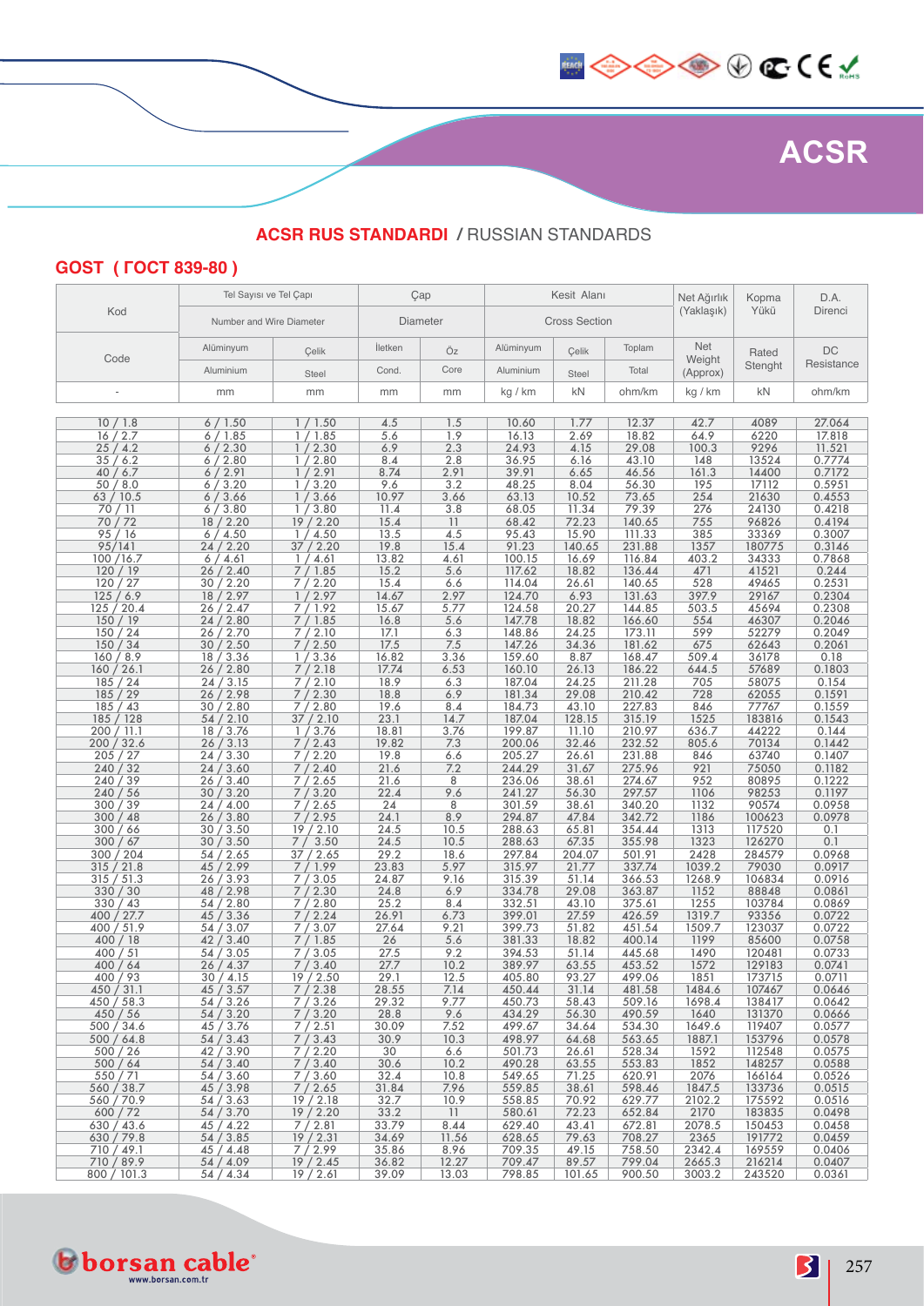# ACSR

## ACSR RUS STANDARDI / RUSSIAN STANDARDS

### GOST ( ГОСТ 839-80 )

| Kod | Tel Sayısı ve Tel Çapı | | Çap | | Kesit Alanı | | | Net Ağırlık (Yaklaşık) | Kopma Yükü | D.A. Direnci |
|---|---|---|---|---|---|---|---|---|---|---|
| | Number and Wire Diameter | | Diameter | | Cross Section | | | | | |
| Code | Alüminyum | Çelik | İletken | Öz | Alüminyum | Çelik | Toplam | Net Weight (Approx) | Rated Stenght | DC Resistance |
| | Aluminium | Steel | Cond. | Core | Aluminium | Steel | Total | | | |
| - | mm | mm | mm | mm | kg / km | kN | ohm/km | kg / km | kN | ohm/km |
| 10 / 1.8 | 6 / 1.50 | 1 / 1.50 | 4.5 | 1.5 | 10.60 | 1.77 | 12.37 | 42.7 | 4089 | 27.064 |
| 16 / 2.7 | 6 / 1.85 | 1 / 1.85 | 5.6 | 1.9 | 16.13 | 2.69 | 18.82 | 64.9 | 6220 | 17.818 |
| 25 / 4.2 | 6 / 2.30 | 1 / 2.30 | 6.9 | 2.3 | 24.93 | 4.15 | 29.08 | 100.3 | 9296 | 11.521 |
| 35 / 6.2 | 6 / 2.80 | 1 / 2.80 | 8.4 | 2.8 | 36.95 | 6.16 | 43.10 | 148 | 13524 | 0.7774 |
| 40 / 6.7 | 6 / 2.91 | 1 / 2.91 | 8.74 | 2.91 | 39.91 | 6.65 | 46.56 | 161.3 | 14400 | 0.7172 |
| 50 / 8.0 | 6 / 3.20 | 1 / 3.20 | 9.6 | 3.2 | 48.25 | 8.04 | 56.30 | 195 | 17112 | 0.5951 |
| 63 / 10.5 | 6 / 3.66 | 1 / 3.66 | 10.97 | 3.66 | 63.13 | 10.52 | 73.65 | 254 | 21630 | 0.4553 |
| 70 / 11 | 6 / 3.80 | 1 / 3.80 | 11.4 | 3.8 | 68.05 | 11.34 | 79.39 | 276 | 24130 | 0.4218 |
| 70 / 72 | 18 / 2.20 | 19 / 2.20 | 15.4 | 11 | 68.42 | 72.23 | 140.65 | 755 | 96826 | 0.4194 |
| 95 / 16 | 6 / 4.50 | 1 / 4.50 | 13.5 | 4.5 | 95.43 | 15.90 | 111.33 | 385 | 33369 | 0.3007 |
| 95/141 | 24 / 2.20 | 37 / 2.20 | 19.8 | 15.4 | 91.23 | 140.65 | 231.88 | 1357 | 180775 | 0.3146 |
| 100 /16.7 | 6 / 4.61 | 1 / 4.61 | 13.82 | 4.61 | 100.15 | 16.69 | 116.84 | 403.2 | 34333 | 0.7868 |
| 120 / 19 | 26 / 2.40 | 7 / 1.85 | 15.2 | 5.6 | 117.62 | 18.82 | 136.44 | 471 | 41521 | 0.244 |
| 120 / 27 | 30 / 2.20 | 7 / 2.20 | 15.4 | 6.6 | 114.04 | 26.61 | 140.65 | 528 | 49465 | 0.2531 |
| 125 / 6.9 | 18 / 2.97 | 1 / 2.97 | 14.67 | 2.97 | 124.70 | 6.93 | 131.63 | 397.9 | 29167 | 0.2304 |
| 125 / 20.4 | 26 / 2.47 | 7 / 1.92 | 15.67 | 5.77 | 124.58 | 20.27 | 144.85 | 503.5 | 45694 | 0.2308 |
| 150 / 19 | 24 / 2.80 | 7 / 1.85 | 16.8 | 5.6 | 147.78 | 18.82 | 166.60 | 554 | 46307 | 0.2046 |
| 150 / 24 | 26 / 2.70 | 7 / 2.10 | 17.1 | 6.3 | 148.86 | 24.25 | 173.11 | 599 | 52279 | 0.2049 |
| 150 / 34 | 30 / 2.50 | 7 / 2.50 | 17.5 | 7.5 | 147.26 | 34.36 | 181.62 | 675 | 62643 | 0.2061 |
| 160 / 8.9 | 18 / 3.36 | 1 / 3.36 | 16.82 | 3.36 | 159.60 | 8.87 | 168.47 | 509.4 | 36178 | 0.18 |
| 160 / 26.1 | 26 / 2.80 | 7 / 2.18 | 17.74 | 6.53 | 160.10 | 26.13 | 186.22 | 644.5 | 57689 | 0.1803 |
| 185 / 24 | 24 / 3.15 | 7 / 2.10 | 18.9 | 6.3 | 187.04 | 24.25 | 211.28 | 705 | 58075 | 0.154 |
| 185 / 29 | 26 / 2.98 | 7 / 2.30 | 18.8 | 6.9 | 181.34 | 29.08 | 210.42 | 728 | 62055 | 0.1591 |
| 185 / 43 | 30 / 2.80 | 7 / 2.80 | 19.6 | 8.4 | 184.73 | 43.10 | 227.83 | 846 | 77767 | 0.1559 |
| 185 / 128 | 54 / 2.10 | 37 / 2.10 | 23.1 | 14.7 | 187.04 | 128.15 | 315.19 | 1525 | 183816 | 0.1543 |
| 200 / 11.1 | 18 / 3.76 | 1 / 3.76 | 18.81 | 3.76 | 199.87 | 11.10 | 210.97 | 636.7 | 44222 | 0.144 |
| 200 / 32.6 | 26 / 3.13 | 7 / 2.43 | 19.82 | 7.3 | 200.06 | 32.46 | 232.52 | 805.6 | 70134 | 0.1442 |
| 205 / 27 | 24 / 3.30 | 7 / 2.20 | 19.8 | 6.6 | 205.27 | 26.61 | 231.88 | 846 | 63740 | 0.1407 |
| 240 / 32 | 24 / 3.60 | 7 / 2.40 | 21.6 | 7.2 | 244.29 | 31.67 | 275.96 | 921 | 75050 | 0.1182 |
| 240 / 39 | 26 / 3.40 | 7 / 2.65 | 21.6 | 8 | 236.06 | 38.61 | 274.67 | 952 | 80895 | 0.1222 |
| 240 / 56 | 30 / 3.20 | 7 / 3.20 | 22.4 | 9.6 | 241.27 | 56.30 | 297.57 | 1106 | 98253 | 0.1197 |
| 300 / 39 | 24 / 4.00 | 7 / 2.65 | 24 | 8 | 301.59 | 38.61 | 340.20 | 1132 | 90574 | 0.0958 |
| 300 / 48 | 26 / 3.80 | 7 / 2.95 | 24.1 | 8.9 | 294.87 | 47.84 | 342.72 | 1186 | 100623 | 0.0978 |
| 300 / 66 | 30 / 3.50 | 19 / 2.10 | 24.5 | 10.5 | 288.63 | 65.81 | 354.44 | 1313 | 117520 | 0.1 |
| 300 / 67 | 30 / 3.50 | 7 / 3.50 | 24.5 | 10.5 | 288.63 | 67.35 | 355.98 | 1323 | 126270 | 0.1 |
| 300 / 204 | 54 / 2.65 | 37 / 2.65 | 29.2 | 18.6 | 297.84 | 204.07 | 501.91 | 2428 | 284579 | 0.0968 |
| 315 / 21.8 | 45 / 2.99 | 7 / 1.99 | 23.83 | 5.97 | 315.97 | 21.77 | 337.74 | 1039.2 | 79030 | 0.0917 |
| 315 / 51.3 | 26 / 3.93 | 7 / 3.05 | 24.87 | 9.16 | 315.39 | 51.14 | 366.53 | 1268.9 | 106834 | 0.0916 |
| 330 / 30 | 48 / 2.98 | 7 / 2.30 | 24.8 | 6.9 | 334.78 | 29.08 | 363.87 | 1152 | 88848 | 0.0861 |
| 330 / 43 | 54 / 2.80 | 7 / 2.80 | 25.2 | 8.4 | 332.51 | 43.10 | 375.61 | 1255 | 103784 | 0.0869 |
| 400 / 27.7 | 45 / 3.36 | 7 / 2.24 | 26.91 | 6.73 | 399.01 | 27.59 | 426.59 | 1319.7 | 93356 | 0.0722 |
| 400 / 51.9 | 54 / 3.07 | 7 / 3.07 | 27.64 | 9.21 | 399.73 | 51.82 | 451.54 | 1509.7 | 123037 | 0.0722 |
| 400 / 18 | 42 / 3.40 | 7 / 1.85 | 26 | 5.6 | 381.33 | 18.82 | 400.14 | 1199 | 85600 | 0.0758 |
| 400 / 51 | 54 / 3.05 | 7 / 3.05 | 27.5 | 9.2 | 394.53 | 51.14 | 445.68 | 1490 | 120481 | 0.0733 |
| 400 / 64 | 26 / 4.37 | 7 / 3.40 | 27.7 | 10.2 | 389.97 | 63.55 | 453.52 | 1572 | 129183 | 0.0741 |
| 400 / 93 | 30 / 4.15 | 19 / 2.50 | 29.1 | 12.5 | 405.80 | 93.27 | 499.06 | 1851 | 173715 | 0.0711 |
| 450 / 31.1 | 45 / 3.57 | 7 / 2.38 | 28.55 | 7.14 | 450.44 | 31.14 | 481.58 | 1484.6 | 107467 | 0.0646 |
| 450 / 58.3 | 54 / 3.26 | 7 / 3.26 | 29.32 | 9.77 | 450.73 | 58.43 | 509.16 | 1698.4 | 138417 | 0.0642 |
| 450 / 56 | 54 / 3.20 | 7 / 3.20 | 28.8 | 9.6 | 434.29 | 56.30 | 490.59 | 1640 | 131370 | 0.0666 |
| 500 / 34.6 | 45 / 3.76 | 7 / 2.51 | 30.09 | 7.52 | 499.67 | 34.64 | 534.30 | 1649.6 | 119407 | 0.0577 |
| 500 / 64.8 | 54 / 3.43 | 7 / 3.43 | 30.9 | 10.3 | 498.97 | 64.68 | 563.65 | 1887.1 | 153796 | 0.0578 |
| 500 / 26 | 42 / 3.90 | 7 / 2.20 | 30 | 6.6 | 501.73 | 26.61 | 528.34 | 1592 | 112548 | 0.0575 |
| 500 / 64 | 54 / 3.40 | 7 / 3.40 | 30.6 | 10.2 | 490.28 | 63.55 | 553.83 | 1852 | 148257 | 0.0588 |
| 550 / 71 | 54 / 3.60 | 7 / 3.60 | 32.4 | 10.8 | 549.65 | 71.25 | 620.91 | 2076 | 166164 | 0.0526 |
| 560 / 38.7 | 45 / 3.98 | 7 / 2.65 | 31.84 | 7.96 | 559.85 | 38.61 | 598.46 | 1847.5 | 133736 | 0.0515 |
| 560 / 70.9 | 54 / 3.63 | 19 / 2.18 | 32.7 | 10.9 | 558.85 | 70.92 | 629.77 | 2102.2 | 175592 | 0.0516 |
| 600 / 72 | 54 / 3.70 | 19 / 2.20 | 33.2 | 11 | 580.61 | 72.23 | 652.84 | 2170 | 183835 | 0.0498 |
| 630 / 43.6 | 45 / 4.22 | 7 / 2.81 | 33.79 | 8.44 | 629.40 | 43.41 | 672.81 | 2078.5 | 150453 | 0.0458 |
| 630 / 79.8 | 54 / 3.85 | 19 / 2.31 | 34.69 | 11.56 | 628.65 | 79.63 | 708.27 | 2365 | 191772 | 0.0459 |
| 710 / 49.1 | 45 / 4.48 | 7 / 2.99 | 35.86 | 8.96 | 709.35 | 49.15 | 758.50 | 2342.4 | 169559 | 0.0406 |
| 710 / 89.9 | 54 / 4.09 | 19 / 2.45 | 36.82 | 12.27 | 709.47 | 89.57 | 799.04 | 2665.3 | 216214 | 0.0407 |
| 800 / 101.3 | 54 / 4.34 | 19 / 2.61 | 39.09 | 13.03 | 798.85 | 101.65 | 900.50 | 3003.2 | 243520 | 0.0361 |

borsan cable®
www.borsan.com.tr